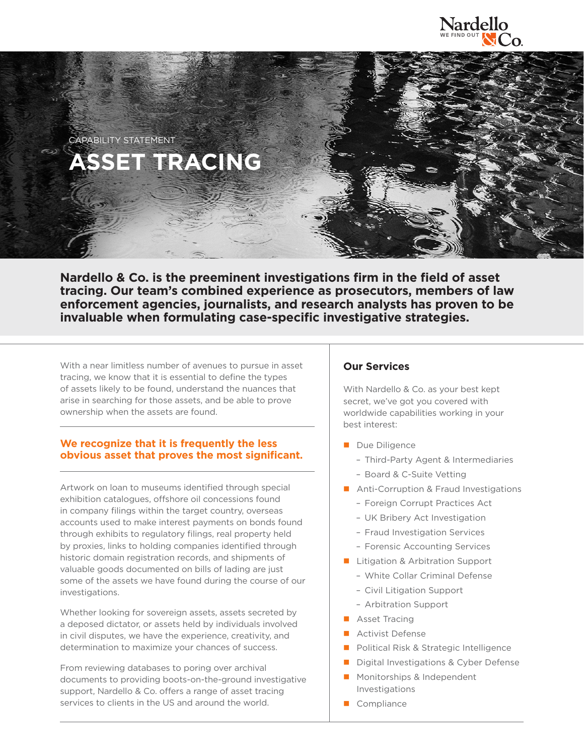CAPABILITY STATEMENT

# ASSET TRACING

**Nardello & Co. is the preeminent investigations firm in the field of asset tracing. Our team's combined experience as prosecutors, members of law enforcement agencies, journalists, and research analysts has proven to be invaluable when formulating case-specific investigative strategies.**

With a near limitless number of avenues to pursue in asset tracing, we know that it is essential to define the types of assets likely to be found, understand the nuances that arise in searching for those assets, and be able to prove ownership when the assets are found.

**We recognize that it is frequently the less obvious asset that proves the most significant.**

Artwork on loan to museums identified through special exhibition catalogues, offshore oil concessions found in company filings within the target country, overseas accounts used to make interest payments on bonds found through exhibits to regulatory filings, real property held by proxies, links to holding companies identified through historic domain registration records, and shipments of valuable goods documented on bills of lading are just some of the assets we have found during the course of our investigations.

Whether looking for sovereign assets, assets secreted by a deposed dictator, or assets held by individuals involved in civil disputes, we have the experience, creativity, and determination to maximize your chances of success.

From reviewing databases to poring over archival documents to providing boots-on-the-ground investigative support, Nardello & Co. offers a range of asset tracing services to clients in the US and around the world.

### Our Services

With Nardello & Co. as your best kept secret, we've got you covered with worldwide capabilities working in your best interest:

- Due Diligence
  - Third-Party Agent & Intermediaries
  - Board & C-Suite Vetting
- Anti-Corruption & Fraud Investigations
  - Foreign Corrupt Practices Act
  - UK Bribery Act Investigation
  - Fraud Investigation Services
  - Forensic Accounting Services
- Litigation & Arbitration Support
  - White Collar Criminal Defense
  - Civil Litigation Support
  - Arbitration Support
- Asset Tracing
- Activist Defense
- Political Risk & Strategic Intelligence
- Digital Investigations & Cyber Defense
- Monitorships & Independent Investigations
- Compliance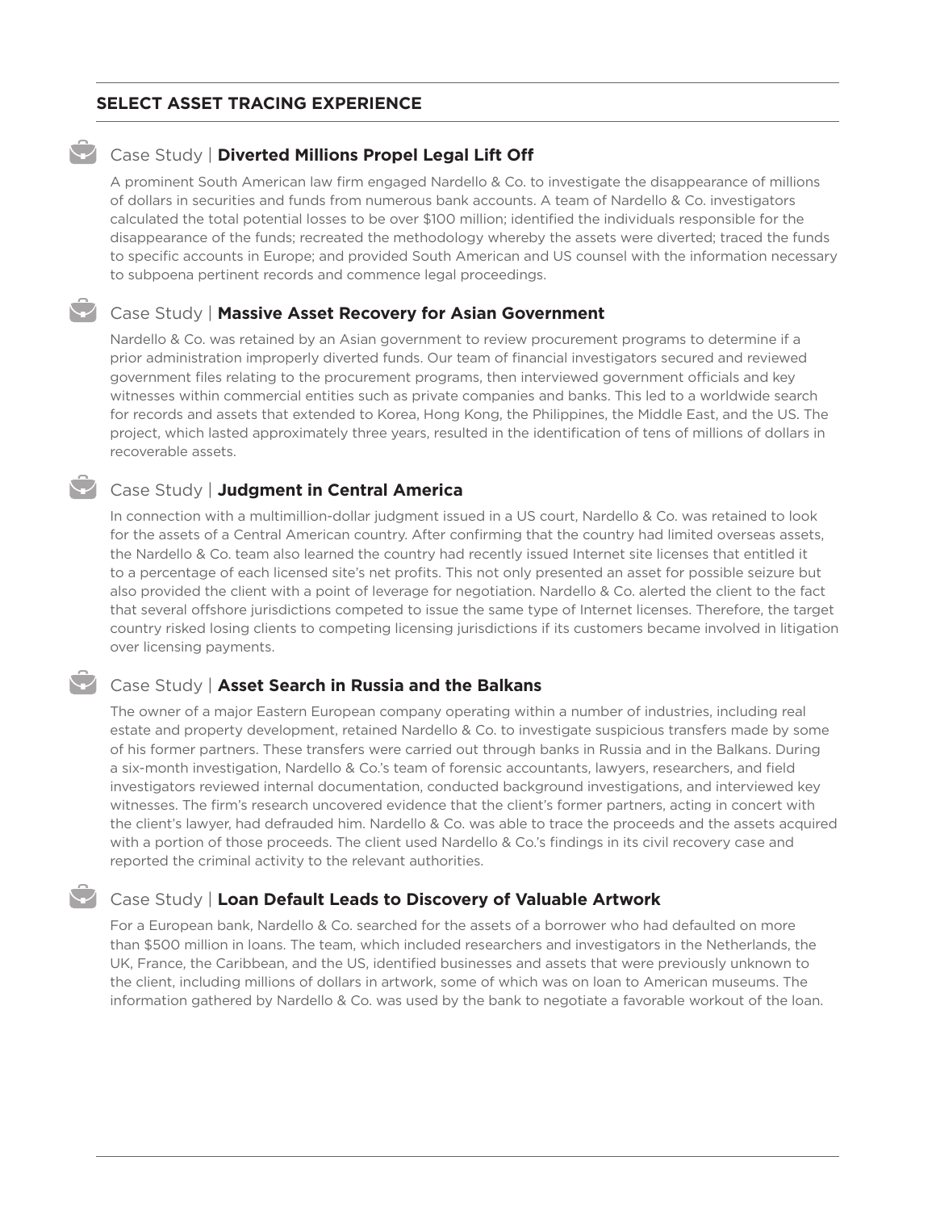## SELECT ASSET TRACING EXPERIENCE

### Case Study | **Diverted Millions Propel Legal Lift Off**

A prominent South American law firm engaged Nardello & Co. to investigate the disappearance of millions of dollars in securities and funds from numerous bank accounts. A team of Nardello & Co. investigators calculated the total potential losses to be over $100 million; identified the individuals responsible for the disappearance of the funds; recreated the methodology whereby the assets were diverted; traced the funds to specific accounts in Europe; and provided South American and US counsel with the information necessary to subpoena pertinent records and commence legal proceedings.

### Case Study | **Massive Asset Recovery for Asian Government**

Nardello & Co. was retained by an Asian government to review procurement programs to determine if a prior administration improperly diverted funds. Our team of financial investigators secured and reviewed government files relating to the procurement programs, then interviewed government officials and key witnesses within commercial entities such as private companies and banks. This led to a worldwide search for records and assets that extended to Korea, Hong Kong, the Philippines, the Middle East, and the US. The project, which lasted approximately three years, resulted in the identification of tens of millions of dollars in recoverable assets.

### Case Study | **Judgment in Central America**

In connection with a multimillion-dollar judgment issued in a US court, Nardello & Co. was retained to look for the assets of a Central American country. After confirming that the country had limited overseas assets, the Nardello & Co. team also learned the country had recently issued Internet site licenses that entitled it to a percentage of each licensed site's net profits. This not only presented an asset for possible seizure but also provided the client with a point of leverage for negotiation. Nardello & Co. alerted the client to the fact that several offshore jurisdictions competed to issue the same type of Internet licenses. Therefore, the target country risked losing clients to competing licensing jurisdictions if its customers became involved in litigation over licensing payments.

### Case Study | **Asset Search in Russia and the Balkans**

The owner of a major Eastern European company operating within a number of industries, including real estate and property development, retained Nardello & Co. to investigate suspicious transfers made by some of his former partners. These transfers were carried out through banks in Russia and in the Balkans. During a six-month investigation, Nardello & Co.'s team of forensic accountants, lawyers, researchers, and field investigators reviewed internal documentation, conducted background investigations, and interviewed key witnesses. The firm's research uncovered evidence that the client's former partners, acting in concert with the client's lawyer, had defrauded him. Nardello & Co. was able to trace the proceeds and the assets acquired with a portion of those proceeds. The client used Nardello & Co.'s findings in its civil recovery case and reported the criminal activity to the relevant authorities.

### Case Study | **Loan Default Leads to Discovery of Valuable Artwork**

For a European bank, Nardello & Co. searched for the assets of a borrower who had defaulted on more than $500 million in loans. The team, which included researchers and investigators in the Netherlands, the UK, France, the Caribbean, and the US, identified businesses and assets that were previously unknown to the client, including millions of dollars in artwork, some of which was on loan to American museums. The information gathered by Nardello & Co. was used by the bank to negotiate a favorable workout of the loan.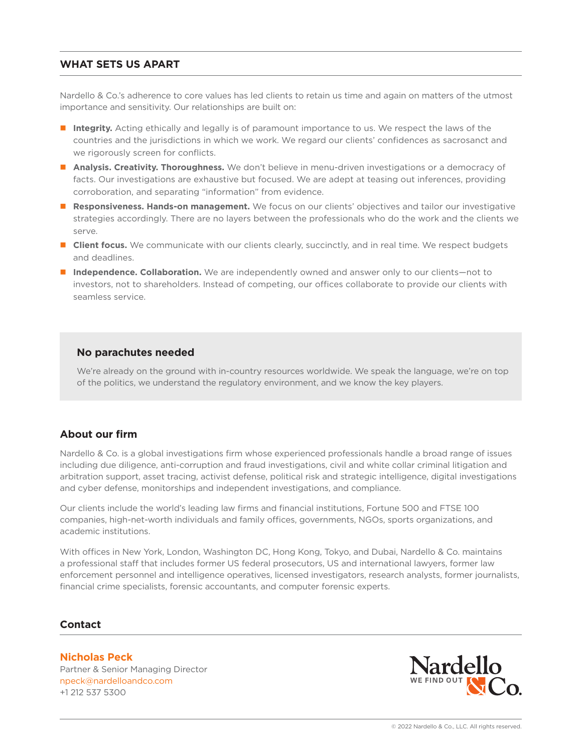## WHAT SETS US APART

Nardello & Co.'s adherence to core values has led clients to retain us time and again on matters of the utmost importance and sensitivity. Our relationships are built on:

- **Integrity.** Acting ethically and legally is of paramount importance to us. We respect the laws of the countries and the jurisdictions in which we work. We regard our clients' confidences as sacrosanct and we rigorously screen for conflicts.
- **Analysis. Creativity. Thoroughness.** We don't believe in menu-driven investigations or a democracy of facts. Our investigations are exhaustive but focused. We are adept at teasing out inferences, providing corroboration, and separating "information" from evidence.
- **Responsiveness. Hands-on management.** We focus on our clients' objectives and tailor our investigative strategies accordingly. There are no layers between the professionals who do the work and the clients we serve.
- **Client focus.** We communicate with our clients clearly, succinctly, and in real time. We respect budgets and deadlines.
- **Independence. Collaboration.** We are independently owned and answer only to our clients—not to investors, not to shareholders. Instead of competing, our offices collaborate to provide our clients with seamless service.

### No parachutes needed

We're already on the ground with in-country resources worldwide. We speak the language, we're on top of the politics, we understand the regulatory environment, and we know the key players.

## About our firm

Nardello & Co. is a global investigations firm whose experienced professionals handle a broad range of issues including due diligence, anti-corruption and fraud investigations, civil and white collar criminal litigation and arbitration support, asset tracing, activist defense, political risk and strategic intelligence, digital investigations and cyber defense, monitorships and independent investigations, and compliance.

Our clients include the world's leading law firms and financial institutions, Fortune 500 and FTSE 100 companies, high-net-worth individuals and family offices, governments, NGOs, sports organizations, and academic institutions.

With offices in New York, London, Washington DC, Hong Kong, Tokyo, and Dubai, Nardello & Co. maintains a professional staff that includes former US federal prosecutors, US and international lawyers, former law enforcement personnel and intelligence operatives, licensed investigators, research analysts, former journalists, financial crime specialists, forensic accountants, and computer forensic experts.

## Contact

**Nicholas Peck**
Partner & Senior Managing Director
npeck@nardelloandco.com
+1 212 537 5300

Nardello & Co.
WE FIND OUT

© 2022 Nardello & Co., LLC. All rights reserved.